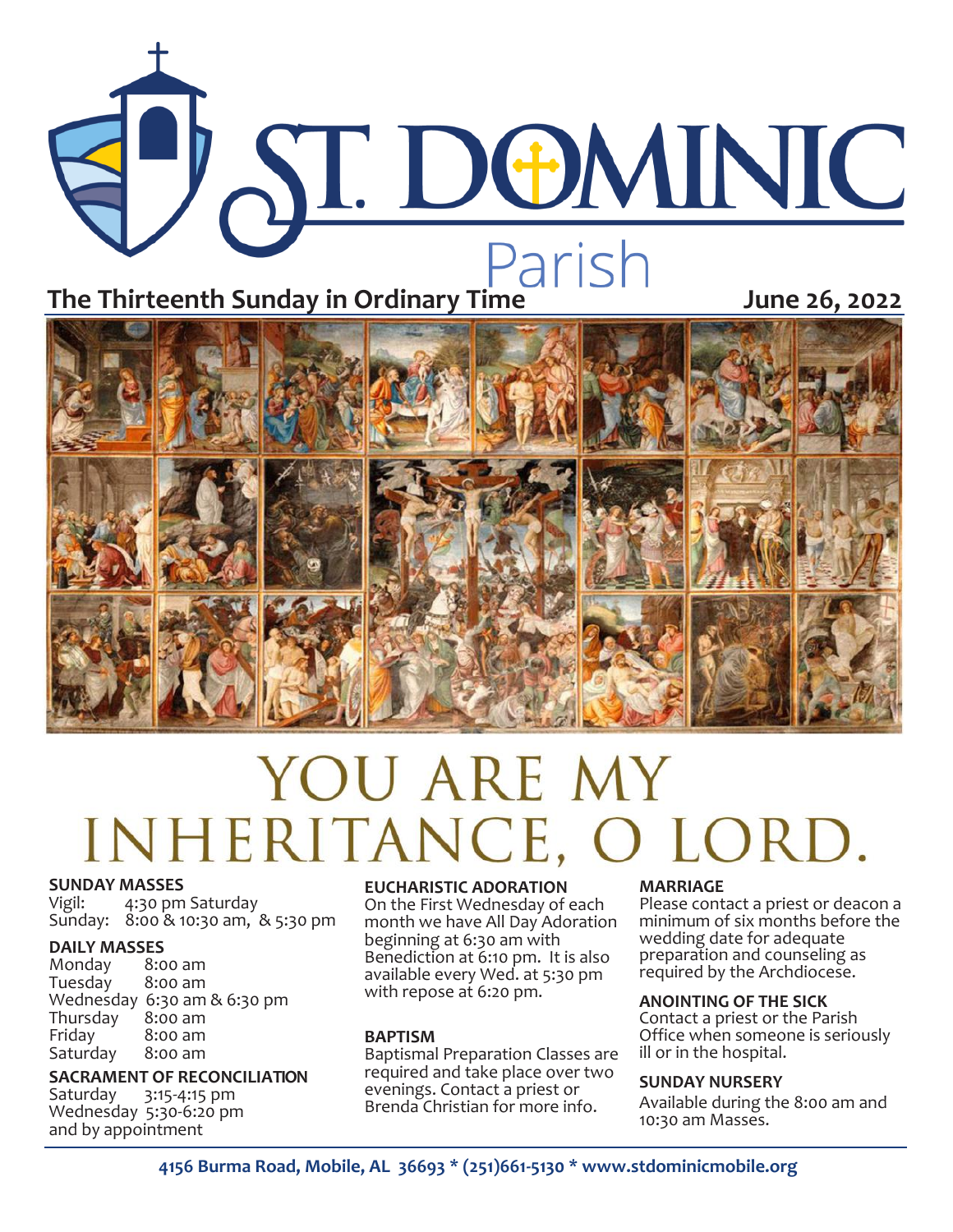# ST. DOMINIC Parish

**The Thirteenth Sunday in Ordinary Time** **June 26, 2022**

# YOU ARE MY INHERITANCE, O LORD.

**SUNDAY MASSES**
Vigil: 4:30 pm Saturday
Sunday: 8:00 & 10:30 am, & 5:30 pm

**DAILY MASSES**
Monday 8:00 am
Tuesday 8:00 am
Wednesday 6:30 am & 6:30 pm
Thursday 8:00 am
Friday 8:00 am
Saturday 8:00 am

**SACRAMENT OF RECONCILIATION**
Saturday 3:15-4:15 pm
Wednesday 5:30-6:20 pm
and by appointment

**EUCHARISTIC ADORATION**
On the First Wednesday of each month we have All Day Adoration beginning at 6:30 am with Benediction at 6:10 pm. It is also available every Wed. at 5:30 pm with repose at 6:20 pm.

**BAPTISM**
Baptismal Preparation Classes are required and take place over two evenings. Contact a priest or Brenda Christian for more info.

**MARRIAGE**
Please contact a priest or deacon a minimum of six months before the wedding date for adequate preparation and counseling as required by the Archdiocese.

**ANOINTING OF THE SICK**
Contact a priest or the Parish Office when someone is seriously ill or in the hospital.

**SUNDAY NURSERY**
Available during the 8:00 am and 10:30 am Masses.

**4156 Burma Road, Mobile, AL 36693 * (251)661-5130 * www.stdominicmobile.org**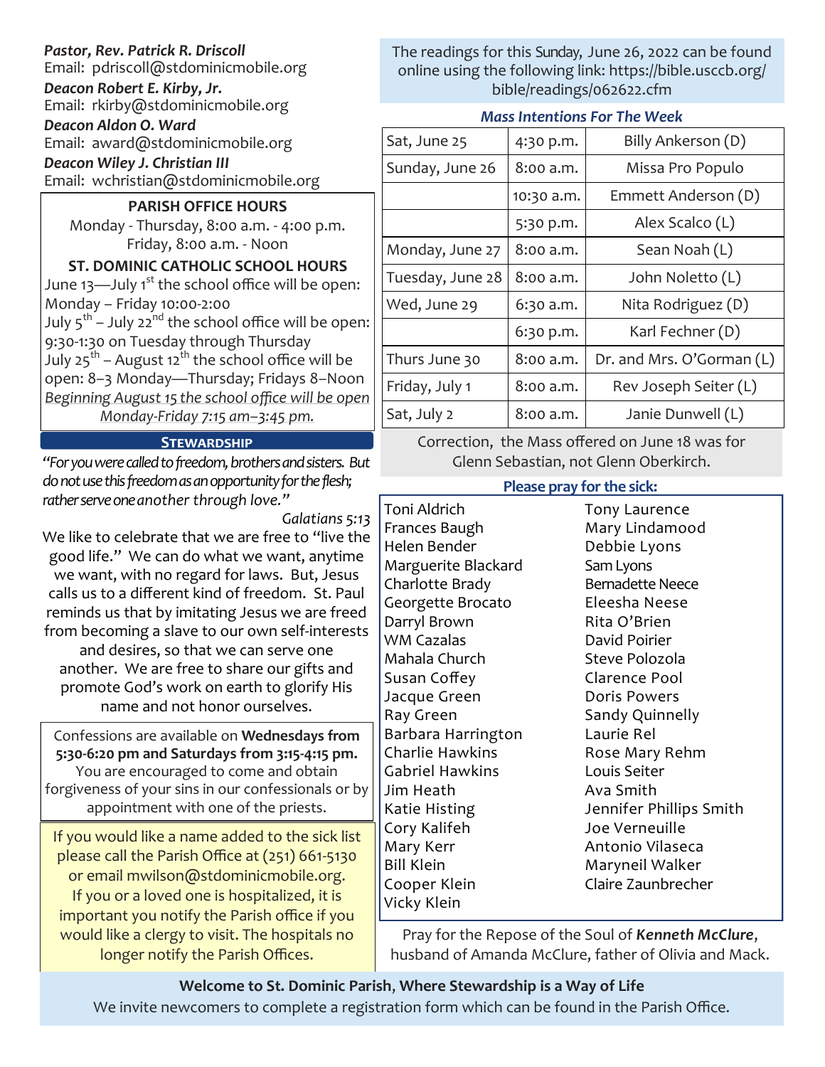***Pastor, Rev. Patrick R. Driscoll***
Email: pdriscoll@stdominicmobile.org

***Deacon Robert E. Kirby, Jr.***
Email: rkirby@stdominicmobile.org

***Deacon Aldon O. Ward***
Email: award@stdominicmobile.org

***Deacon Wiley J. Christian III***
Email: wchristian@stdominicmobile.org

**PARISH OFFICE HOURS**

Monday - Thursday, 8:00 a.m. - 4:00 p.m.
Friday, 8:00 a.m. - Noon

**ST. DOMINIC CATHOLIC SCHOOL HOURS**

June 13—July 1st the school office will be open: Monday – Friday 10:00-2:00
July 5th – July 22nd the school office will be open: 9:30-1:30 on Tuesday through Thursday
July 25th – August 12th the school office will be open: 8–3 Monday—Thursday; Fridays 8–Noon
*Beginning August 15 the school office will be open Monday-Friday 7:15 am–3:45 pm.*

## STEWARDSHIP

*"For you were called to freedom, brothers and sisters. But do not use this freedom as an opportunity for the flesh; rather serve one another through love."*

*Galatians 5:13*

We like to celebrate that we are free to "live the good life." We can do what we want, anytime we want, with no regard for laws. But, Jesus calls us to a different kind of freedom. St. Paul reminds us that by imitating Jesus we are freed from becoming a slave to our own self-interests and desires, so that we can serve one another. We are free to share our gifts and promote God's work on earth to glorify His name and not honor ourselves.

Confessions are available on **Wednesdays from 5:30-6:20 pm and Saturdays from 3:15-4:15 pm.** You are encouraged to come and obtain forgiveness of your sins in our confessionals or by appointment with one of the priests.

If you would like a name added to the sick list please call the Parish Office at (251) 661-5130 or email mwilson@stdominicmobile.org. If you or a loved one is hospitalized, it is important you notify the Parish office if you would like a clergy to visit. The hospitals no longer notify the Parish Offices.

The readings for this Sunday, June 26, 2022 can be found online using the following link: https://bible.usccb.org/bible/readings/062622.cfm

***Mass Intentions For The Week***

| | | |
|---|---|---|
| Sat, June 25 | 4:30 p.m. | Billy Ankerson (D) |
| Sunday, June 26 | 8:00 a.m. | Missa Pro Populo |
| | 10:30 a.m. | Emmett Anderson (D) |
| | 5:30 p.m. | Alex Scalco (L) |
| Monday, June 27 | 8:00 a.m. | Sean Noah (L) |
| Tuesday, June 28 | 8:00 a.m. | John Noletto (L) |
| Wed, June 29 | 6:30 a.m. | Nita Rodriguez (D) |
| | 6:30 p.m. | Karl Fechner (D) |
| Thurs June 30 | 8:00 a.m. | Dr. and Mrs. O'Gorman (L) |
| Friday, July 1 | 8:00 a.m. | Rev Joseph Seiter (L) |
| Sat, July 2 | 8:00 a.m. | Janie Dunwell (L) |

Correction, the Mass offered on June 18 was for Glenn Sebastian, not Glenn Oberkirch.

**Please pray for the sick:**

Toni Aldrich
Frances Baugh
Helen Bender
Marguerite Blackard
Charlotte Brady
Georgette Brocato
Darryl Brown
WM Cazalas
Mahala Church
Susan Coffey
Jacque Green
Ray Green
Barbara Harrington
Charlie Hawkins
Gabriel Hawkins
Jim Heath
Katie Histing
Cory Kalifeh
Mary Kerr
Bill Klein
Cooper Klein
Vicky Klein
Tony Laurence
Mary Lindamood
Debbie Lyons
Sam Lyons
Bernadette Neece
Eleesha Neese
Rita O'Brien
David Poirier
Steve Polozola
Clarence Pool
Doris Powers
Sandy Quinnelly
Laurie Rel
Rose Mary Rehm
Louis Seiter
Ava Smith
Jennifer Phillips Smith
Joe Verneuille
Antonio Vilaseca
Maryneil Walker
Claire Zaunbrecher

Pray for the Repose of the Soul of ***Kenneth McClure***, husband of Amanda McClure, father of Olivia and Mack.

**Welcome to St. Dominic Parish, Where Stewardship is a Way of Life**

We invite newcomers to complete a registration form which can be found in the Parish Office.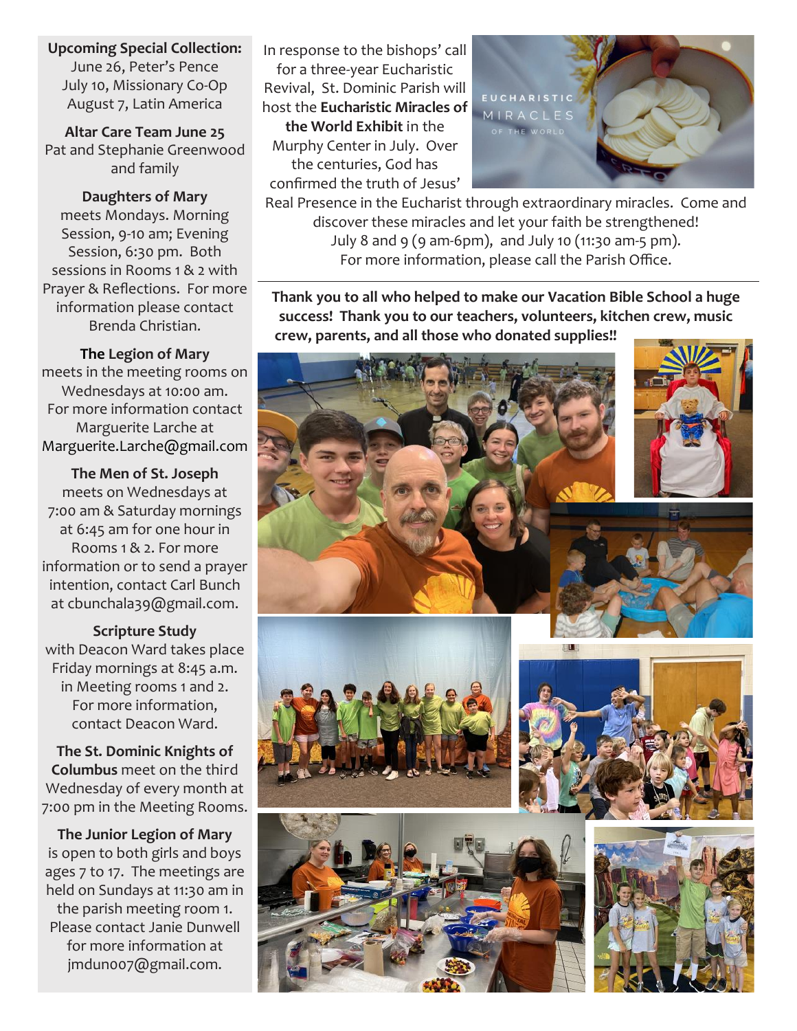**Upcoming Special Collection:**
June 26, Peter's Pence
July 10, Missionary Co-Op
August 7, Latin America

**Altar Care Team June 25**
Pat and Stephanie Greenwood and family

**Daughters of Mary**
meets Mondays. Morning Session, 9-10 am; Evening Session, 6:30 pm. Both sessions in Rooms 1 & 2 with Prayer & Reflections. For more information please contact Brenda Christian.

**The Legion of Mary**
meets in the meeting rooms on Wednesdays at 10:00 am. For more information contact Marguerite Larche at Marguerite.Larche@gmail.com

**The Men of St. Joseph**
meets on Wednesdays at 7:00 am & Saturday mornings at 6:45 am for one hour in Rooms 1 & 2. For more information or to send a prayer intention, contact Carl Bunch at cbunchala39@gmail.com.

**Scripture Study**
with Deacon Ward takes place Friday mornings at 8:45 a.m. in Meeting rooms 1 and 2. For more information, contact Deacon Ward.

**The St. Dominic Knights of Columbus** meet on the third Wednesday of every month at 7:00 pm in the Meeting Rooms.

**The Junior Legion of Mary**
is open to both girls and boys ages 7 to 17. The meetings are held on Sundays at 11:30 am in the parish meeting room 1. Please contact Janie Dunwell for more information at jmdun007@gmail.com.

In response to the bishops' call for a three-year Eucharistic Revival, St. Dominic Parish will host the **Eucharistic Miracles of the World Exhibit** in the Murphy Center in July. Over the centuries, God has confirmed the truth of Jesus' Real Presence in the Eucharist through extraordinary miracles. Come and discover these miracles and let your faith be strengthened!
July 8 and 9 (9 am-6pm), and July 10 (11:30 am-5 pm).
For more information, please call the Parish Office.

**Thank you to all who helped to make our Vacation Bible School a huge success! Thank you to our teachers, volunteers, kitchen crew, music crew, parents, and all those who donated supplies!!**